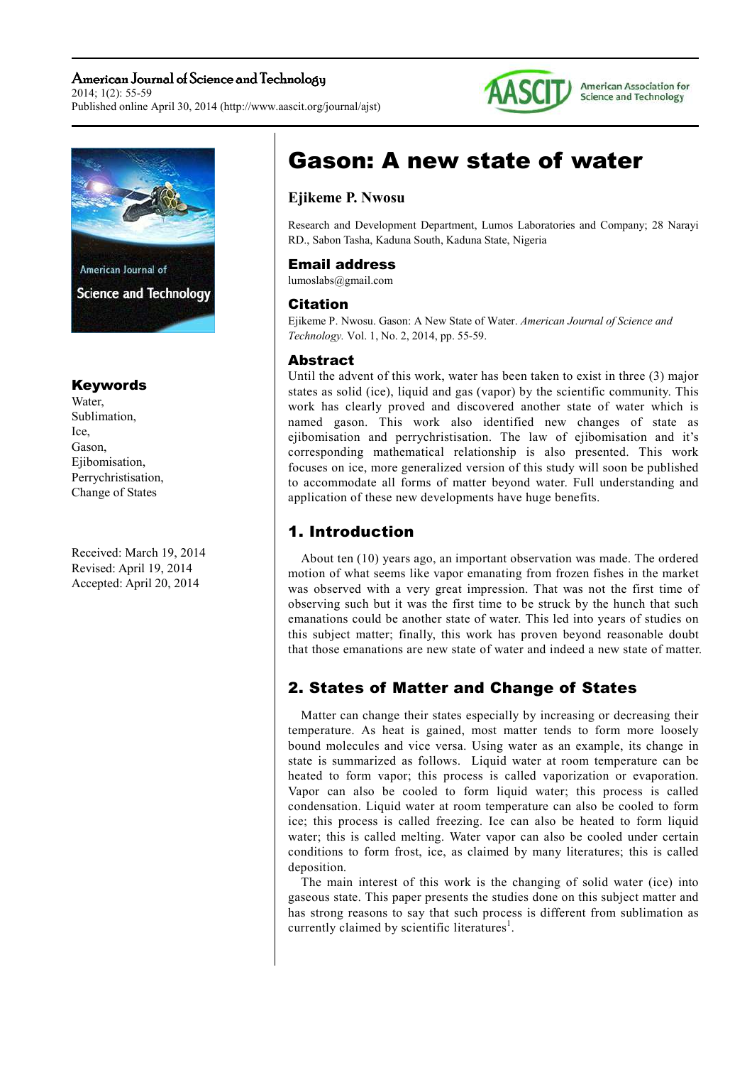# Gason: A new state of water

**Ejikeme P. Nwosu**

Research and Development Department, Lumos Laboratories and Company; 28 Narayi RD., Sabon Tasha, Kaduna South, Kaduna State, Nigeria

## Email address

lumoslabs@gmail.com

## Citation

Ejikeme P. Nwosu. Gason: A New State of Water. *American Journal of Science and Technology.* Vol. 1, No. 2, 2014, pp. 55-59.

## Keywords

Water,
Sublimation,
Ice,
Gason,
Ejibomisation,
Perrychristisation,
Change of States

Received: March 19, 2014
Revised: April 19, 2014
Accepted: April 20, 2014

## Abstract

Until the advent of this work, water has been taken to exist in three (3) major states as solid (ice), liquid and gas (vapor) by the scientific community. This work has clearly proved and discovered another state of water which is named gason. This work also identified new changes of state as ejibomisation and perrychristisation. The law of ejibomisation and it's corresponding mathematical relationship is also presented. This work focuses on ice, more generalized version of this study will soon be published to accommodate all forms of matter beyond water. Full understanding and application of these new developments have huge benefits.

## 1. Introduction

About ten (10) years ago, an important observation was made. The ordered motion of what seems like vapor emanating from frozen fishes in the market was observed with a very great impression. That was not the first time of observing such but it was the first time to be struck by the hunch that such emanations could be another state of water. This led into years of studies on this subject matter; finally, this work has proven beyond reasonable doubt that those emanations are new state of water and indeed a new state of matter.

## 2. States of Matter and Change of States

Matter can change their states especially by increasing or decreasing their temperature. As heat is gained, most matter tends to form more loosely bound molecules and vice versa. Using water as an example, its change in state is summarized as follows. Liquid water at room temperature can be heated to form vapor; this process is called vaporization or evaporation. Vapor can also be cooled to form liquid water; this process is called condensation. Liquid water at room temperature can also be cooled to form ice; this process is called freezing. Ice can also be heated to form liquid water; this is called melting. Water vapor can also be cooled under certain conditions to form frost, ice, as claimed by many literatures; this is called deposition.

The main interest of this work is the changing of solid water (ice) into gaseous state. This paper presents the studies done on this subject matter and has strong reasons to say that such process is different from sublimation as currently claimed by scientific literatures[1].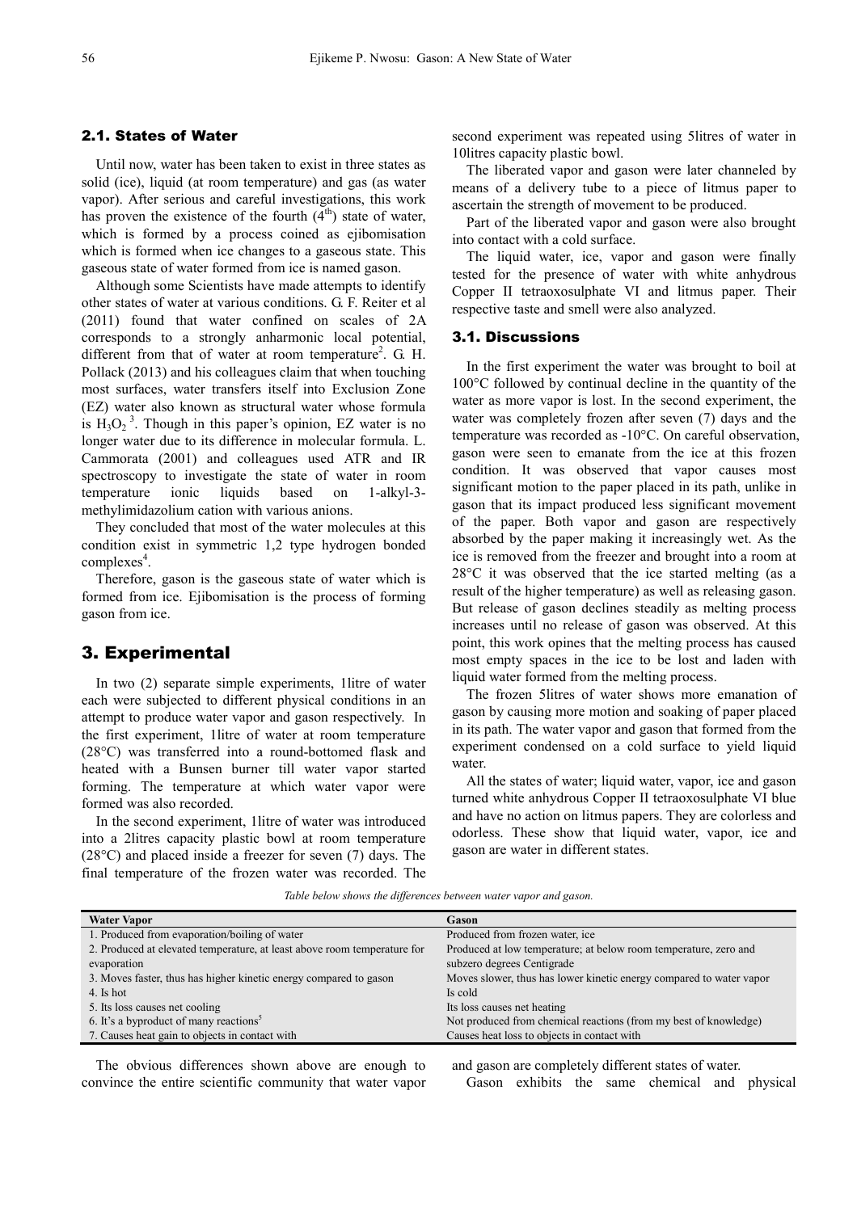### 2.1. States of Water

Until now, water has been taken to exist in three states as solid (ice), liquid (at room temperature) and gas (as water vapor). After serious and careful investigations, this work has proven the existence of the fourth ($4^{th}$) state of water, which is formed by a process coined as ejibomisation which is formed when ice changes to a gaseous state. This gaseous state of water formed from ice is named gason.

Although some Scientists have made attempts to identify other states of water at various conditions. G. F. Reiter et al (2011) found that water confined on scales of 2A corresponds to a strongly anharmonic local potential, different from that of water at room temperature[2]. G. H. Pollack (2013) and his colleagues claim that when touching most surfaces, water transfers itself into Exclusion Zone (EZ) water also known as structural water whose formula is $H_3O_2$ [3]. Though in this paper's opinion, EZ water is no longer water due to its difference in molecular formula. L. Cammorata (2001) and colleagues used ATR and IR spectroscopy to investigate the state of water in room temperature ionic liquids based on 1-alkyl-3-methylimidazolium cation with various anions.

They concluded that most of the water molecules at this condition exist in symmetric 1,2 type hydrogen bonded complexes[4].

Therefore, gason is the gaseous state of water which is formed from ice. Ejibomisation is the process of forming gason from ice.

## 3. Experimental

In two (2) separate simple experiments, 1litre of water each were subjected to different physical conditions in an attempt to produce water vapor and gason respectively. In the first experiment, 1litre of water at room temperature (28°C) was transferred into a round-bottomed flask and heated with a Bunsen burner till water vapor started forming. The temperature at which water vapor were formed was also recorded.

In the second experiment, 1litre of water was introduced into a 2litres capacity plastic bowl at room temperature (28°C) and placed inside a freezer for seven (7) days. The final temperature of the frozen water was recorded. The second experiment was repeated using 5litres of water in 10litres capacity plastic bowl.

The liberated vapor and gason were later channeled by means of a delivery tube to a piece of litmus paper to ascertain the strength of movement to be produced.

Part of the liberated vapor and gason were also brought into contact with a cold surface.

The liquid water, ice, vapor and gason were finally tested for the presence of water with white anhydrous Copper II tetraoxosulphate VI and litmus paper. Their respective taste and smell were also analyzed.

### 3.1. Discussions

In the first experiment the water was brought to boil at 100°C followed by continual decline in the quantity of the water as more vapor is lost. In the second experiment, the water was completely frozen after seven (7) days and the temperature was recorded as -10°C. On careful observation, gason were seen to emanate from the ice at this frozen condition. It was observed that vapor causes most significant motion to the paper placed in its path, unlike in gason that its impact produced less significant movement of the paper. Both vapor and gason are respectively absorbed by the paper making it increasingly wet. As the ice is removed from the freezer and brought into a room at 28°C it was observed that the ice started melting (as a result of the higher temperature) as well as releasing gason. But release of gason declines steadily as melting process increases until no release of gason was observed. At this point, this work opines that the melting process has caused most empty spaces in the ice to be lost and laden with liquid water formed from the melting process.

The frozen 5litres of water shows more emanation of gason by causing more motion and soaking of paper placed in its path. The water vapor and gason that formed from the experiment condensed on a cold surface to yield liquid water.

All the states of water; liquid water, vapor, ice and gason turned white anhydrous Copper II tetraoxosulphate VI blue and have no action on litmus papers. They are colorless and odorless. These show that liquid water, vapor, ice and gason are water in different states.

*Table below shows the differences between water vapor and gason.*

| Water Vapor | Gason |
|---|---|
| 1. Produced from evaporation/boiling of water | Produced from frozen water, ice |
| 2. Produced at elevated temperature, at least above room temperature for evaporation | Produced at low temperature; at below room temperature, zero and subzero degrees Centigrade |
| 3. Moves faster, thus has higher kinetic energy compared to gason | Moves slower, thus has lower kinetic energy compared to water vapor |
| 4. Is hot | Is cold |
| 5. Its loss causes net cooling | Its loss causes net heating |
| 6. It's a byproduct of many reactions[5] | Not produced from chemical reactions (from my best of knowledge) |
| 7. Causes heat gain to objects in contact with | Causes heat loss to objects in contact with |

The obvious differences shown above are enough to convince the entire scientific community that water vapor and gason are completely different states of water.

Gason exhibits the same chemical and physical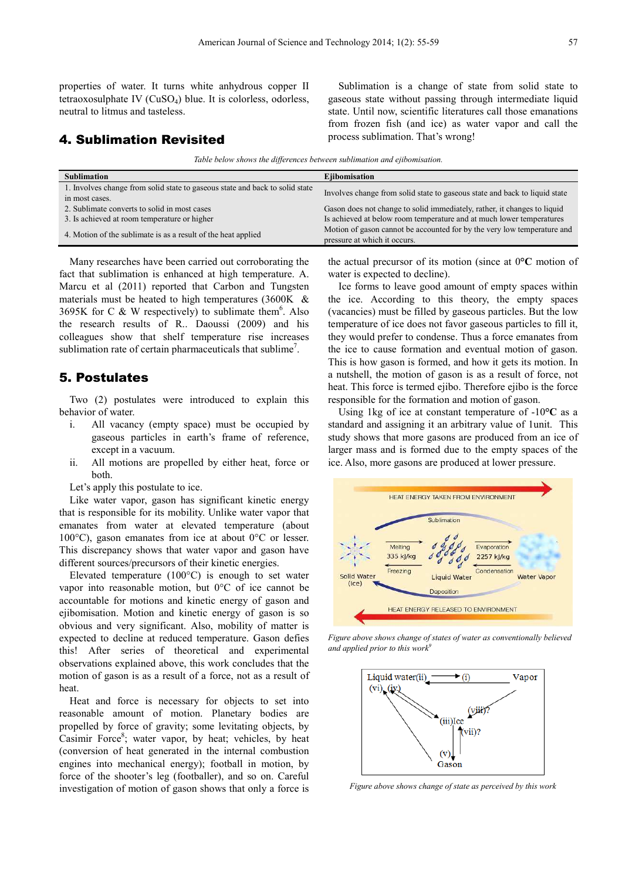properties of water. It turns white anhydrous copper II tetraoxosulphate IV ($CuSO_4$) blue. It is colorless, odorless, neutral to litmus and tasteless.

## 4. Sublimation Revisited

Sublimation is a change of state from solid state to gaseous state without passing through intermediate liquid state. Until now, scientific literatures call those emanations from frozen fish (and ice) as water vapor and call the process sublimation. That's wrong!

*Table below shows the differences between sublimation and ejibomisation.*

| Sublimation | Ejibomisation |
|---|---|
| 1. Involves change from solid state to gaseous state and back to solid state in most cases. | Involves change from solid state to gaseous state and back to liquid state |
| 2. Sublimate converts to solid in most cases | Gason does not change to solid immediately, rather, it changes to liquid |
| 3. Is achieved at room temperature or higher | Is achieved at below room temperature and at much lower temperatures |
| 4. Motion of the sublimate is as a result of the heat applied | Motion of gason cannot be accounted for by the very low temperature and pressure at which it occurs. |

Many researches have been carried out corroborating the fact that sublimation is enhanced at high temperature. A. Marcu et al (2011) reported that Carbon and Tungsten materials must be heated to high temperatures (3600K & 3695K for C & W respectively) to sublimate them[6]. Also the research results of R.. Daoussi (2009) and his colleagues show that shelf temperature rise increases sublimation rate of certain pharmaceuticals that sublime[7].

## 5. Postulates

Two (2) postulates were introduced to explain this behavior of water.

i. All vacancy (empty space) must be occupied by gaseous particles in earth's frame of reference, except in a vacuum.
ii. All motions are propelled by either heat, force or both.

Let's apply this postulate to ice.

Like water vapor, gason has significant kinetic energy that is responsible for its mobility. Unlike water vapor that emanates from water at elevated temperature (about 100°C), gason emanates from ice at about 0°C or lesser. This discrepancy shows that water vapor and gason have different sources/precursors of their kinetic energies.

Elevated temperature (100°C) is enough to set water vapor into reasonable motion, but 0°C of ice cannot be accountable for motions and kinetic energy of gason and ejibomisation. Motion and kinetic energy of gason is so obvious and very significant. Also, mobility of matter is expected to decline at reduced temperature. Gason defies this! After series of theoretical and experimental observations explained above, this work concludes that the motion of gason is as a result of a force, not as a result of heat.

Heat and force is necessary for objects to set into reasonable amount of motion. Planetary bodies are propelled by force of gravity; some levitating objects, by Casimir Force[8]; water vapor, by heat; vehicles, by heat (conversion of heat generated in the internal combustion engines into mechanical energy); football in motion, by force of the shooter's leg (footballer), and so on. Careful investigation of motion of gason shows that only a force is the actual precursor of its motion (since at **0°C** motion of water is expected to decline).

Ice forms to leave good amount of empty spaces within the ice. According to this theory, the empty spaces (vacancies) must be filled by gaseous particles. But the low temperature of ice does not favor gaseous particles to fill it, they would prefer to condense. Thus a force emanates from the ice to cause formation and eventual motion of gason. This is how gason is formed, and how it gets its motion. In a nutshell, the motion of gason is as a result of force, not heat. This force is termed ejibo. Therefore ejibo is the force responsible for the formation and motion of gason.

Using 1kg of ice at constant temperature of -10**°C** as a standard and assigning it an arbitrary value of 1unit. This study shows that more gasons are produced from an ice of larger mass and is formed due to the empty spaces of the ice. Also, more gasons are produced at lower pressure.

*Figure above shows change of states of water as conventionally believed and applied prior to this work*[9]

*Figure above shows change of state as perceived by this work*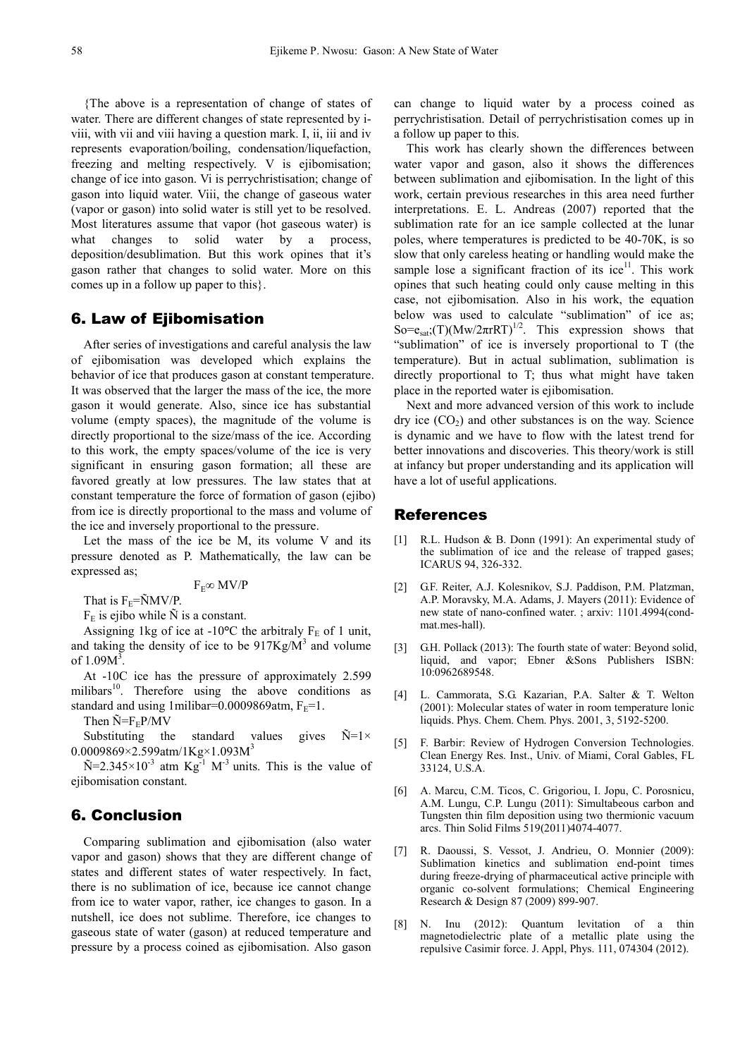{The above is a representation of change of states of water. There are different changes of state represented by i-viii, with vii and viii having a question mark. I, ii, iii and iv represents evaporation/boiling, condensation/liquefaction, freezing and melting respectively. V is ejibomisation; change of ice into gason. Vi is perrychristisation; change of gason into liquid water. Viii, the change of gaseous water (vapor or gason) into solid water is still yet to be resolved. Most literatures assume that vapor (hot gaseous water) is what changes to solid water by a process, deposition/desublimation. But this work opines that it's gason rather that changes to solid water. More on this comes up in a follow up paper to this}.

## 6. Law of Ejibomisation

After series of investigations and careful analysis the law of ejibomisation was developed which explains the behavior of ice that produces gason at constant temperature. It was observed that the larger the mass of the ice, the more gason it would generate. Also, since ice has substantial volume (empty spaces), the magnitude of the volume is directly proportional to the size/mass of the ice. According to this work, the empty spaces/volume of the ice is very significant in ensuring gason formation; all these are favored greatly at low pressures. The law states that at constant temperature the force of formation of gason (ejibo) from ice is directly proportional to the mass and volume of the ice and inversely proportional to the pressure.

Let the mass of the ice be M, its volume V and its pressure denoted as P. Mathematically, the law can be expressed as;

$$F_E \propto MV/P$$

That is $F_E = \tilde{N}MV/P$.

$F_E$ is ejibo while $\tilde{N}$ is a constant.

Assigning 1kg of ice at -10°C the arbitraly $F_E$ of 1 unit, and taking the density of ice to be $917\text{Kg/M}^3$ and volume of $1.09\text{M}^3$.

At -10C ice has the pressure of approximately 2.599 milibars[10]. Therefore using the above conditions as standard and using 1milibar=0.0009869atm, $F_E=1$.

Then $\tilde{N}=F_E P/MV$

Substituting the standard values gives $\tilde{N}=1\times 0.0009869\times 2.599\text{atm}/1\text{Kg}\times 1.093\text{M}^3$

$\tilde{N}=2.345\times 10^{-3}$ atm $\text{Kg}^{-1}$ $\text{M}^{-3}$ units. This is the value of ejibomisation constant.

## 6. Conclusion

Comparing sublimation and ejibomisation (also water vapor and gason) shows that they are different change of states and different states of water respectively. In fact, there is no sublimation of ice, because ice cannot change from ice to water vapor, rather, ice changes to gason. In a nutshell, ice does not sublime. Therefore, ice changes to gaseous state of water (gason) at reduced temperature and pressure by a process coined as ejibomisation. Also gason can change to liquid water by a process coined as perrychristisation. Detail of perrychristisation comes up in a follow up paper to this.

This work has clearly shown the differences between water vapor and gason, also it shows the differences between sublimation and ejibomisation. In the light of this work, certain previous researches in this area need further interpretations. E. L. Andreas (2007) reported that the sublimation rate for an ice sample collected at the lunar poles, where temperatures is predicted to be 40-70K, is so slow that only careless heating or handling would make the sample lose a significant fraction of its ice[11]. This work opines that such heating could only cause melting in this case, not ejibomisation. Also in his work, the equation below was used to calculate "sublimation" of ice as; $\text{So}=e_{\text{sat}};(T)(Mw/2\pi rRT)^{1/2}$. This expression shows that "sublimation" of ice is inversely proportional to T (the temperature). But in actual sublimation, sublimation is directly proportional to T; thus what might have taken place in the reported water is ejibomisation.

Next and more advanced version of this work to include dry ice ($CO_2$) and other substances is on the way. Science is dynamic and we have to flow with the latest trend for better innovations and discoveries. This theory/work is still at infancy but proper understanding and its application will have a lot of useful applications.

## References

[1] R.L. Hudson & B. Donn (1991): An experimental study of the sublimation of ice and the release of trapped gases; ICARUS 94, 326-332.

[2] G.F. Reiter, A.J. Kolesnikov, S.J. Paddison, P.M. Platzman, A.P. Moravsky, M.A. Adams, J. Mayers (2011): Evidence of new state of nano-confined water. ; arxiv: 1101.4994(cond-mat.mes-hall).

[3] G.H. Pollack (2013): The fourth state of water: Beyond solid, liquid, and vapor; Ebner &Sons Publishers ISBN: 10:0962689548.

[4] L. Cammorata, S.G. Kazarian, P.A. Salter & T. Welton (2001): Molecular states of water in room temperature Ionic liquids. Phys. Chem. Chem. Phys. 2001, 3, 5192-5200.

[5] F. Barbir: Review of Hydrogen Conversion Technologies. Clean Energy Res. Inst., Univ. of Miami, Coral Gables, FL 33124, U.S.A.

[6] A. Marcu, C.M. Ticos, C. Grigoriou, I. Jopu, C. Porosnicu, A.M. Lungu, C.P. Lungu (2011): Simultabeous carbon and Tungsten thin film deposition using two thermionic vacuum arcs. Thin Solid Films 519(2011)4074-4077.

[7] R. Daoussi, S. Vessot, J. Andrieu, O. Monnier (2009): Sublimation kinetics and sublimation end-point times during freeze-drying of pharmaceutical active principle with organic co-solvent formulations; Chemical Engineering Research & Design 87 (2009) 899-907.

[8] N. Inu (2012): Quantum levitation of a thin magnetodielectric plate of a metallic plate using the repulsive Casimir force. J. Appl, Phys. 111, 074304 (2012).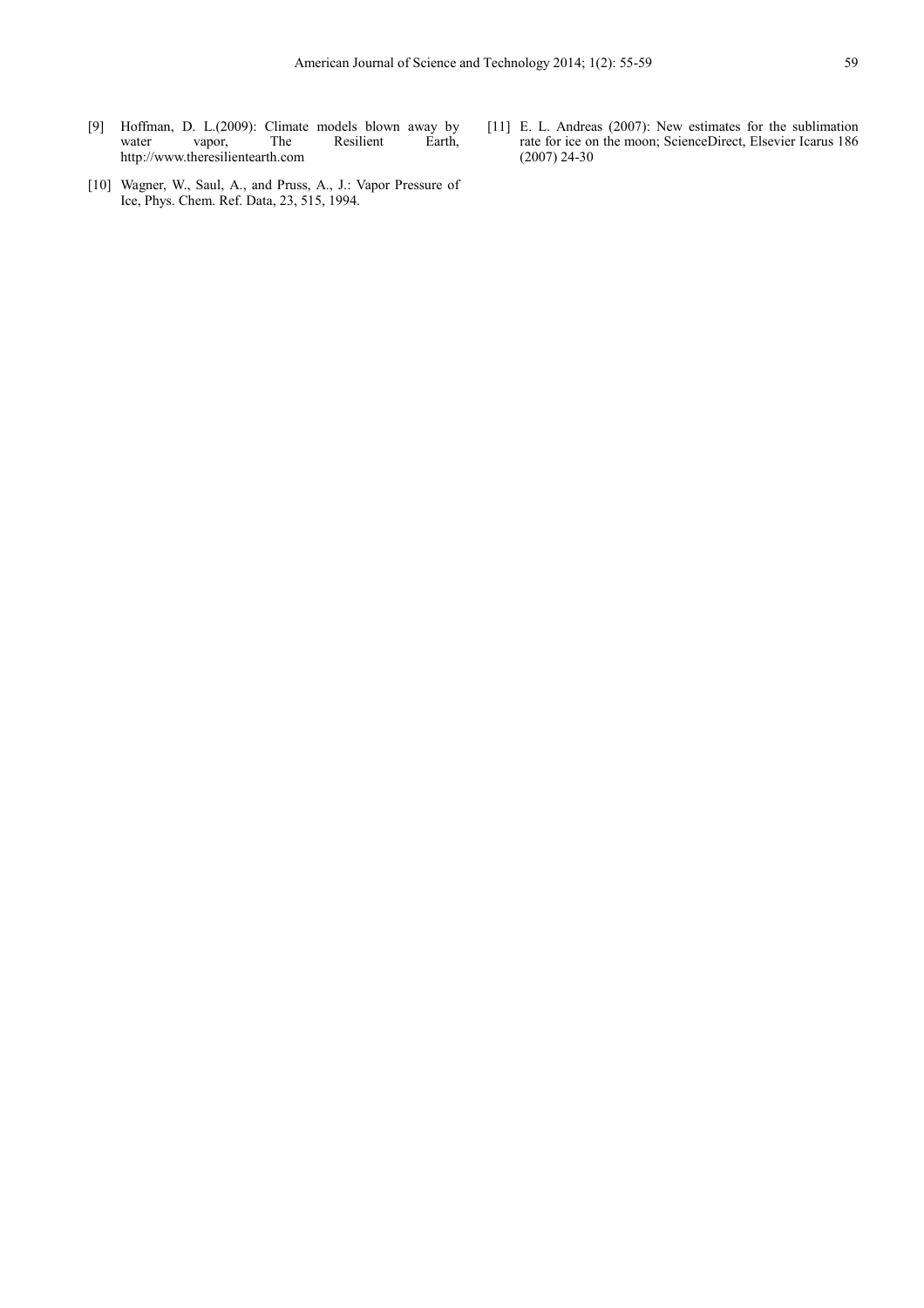[9] Hoffman, D. L.(2009): Climate models blown away by water vapor, The Resilient Earth, http://www.theresilientearth.com

[10] Wagner, W., Saul, A., and Pruss, A., J.: Vapor Pressure of Ice, Phys. Chem. Ref. Data, 23, 515, 1994.

[11] E. L. Andreas (2007): New estimates for the sublimation rate for ice on the moon; ScienceDirect, Elsevier Icarus 186 (2007) 24-30